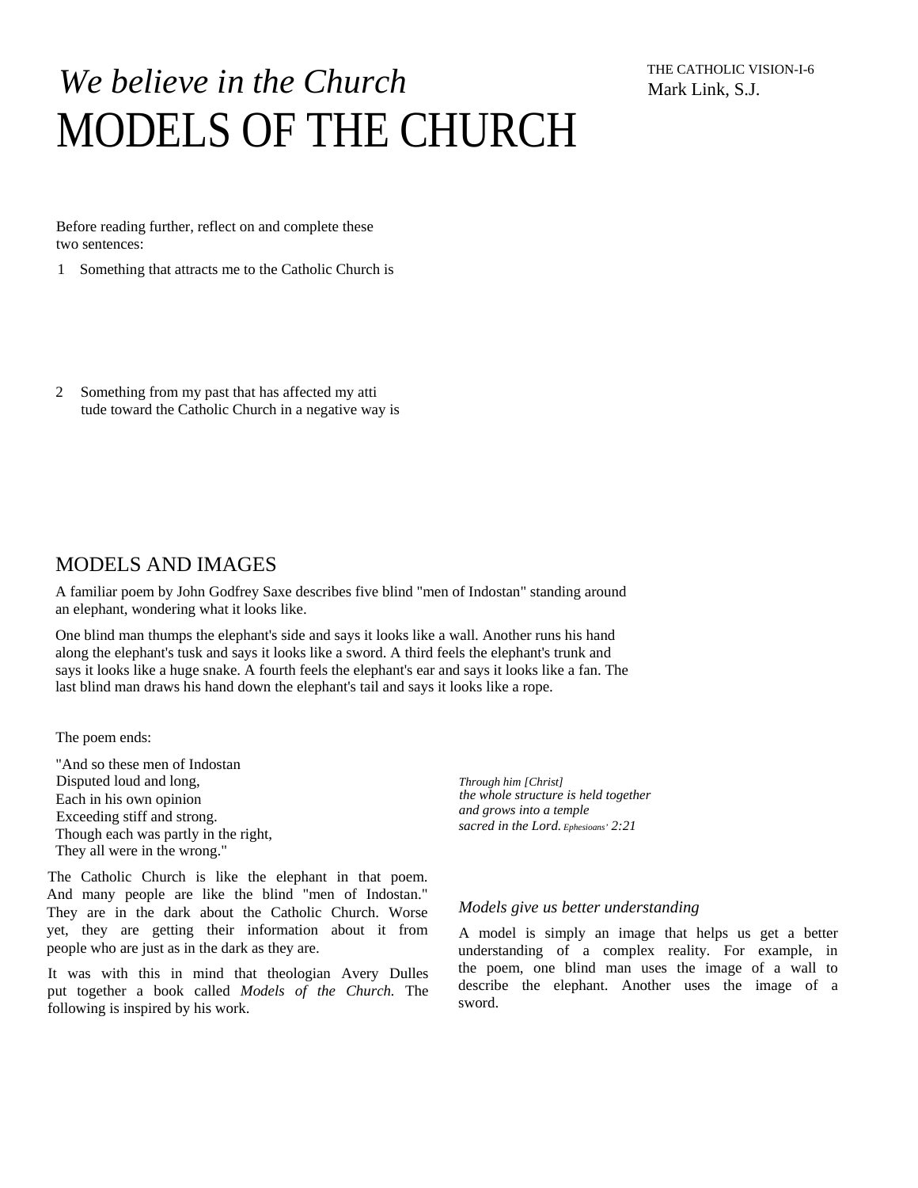# *We believe in the Church*
# MODELS OF THE CHURCH

THE CATHOLIC VISION-I-6
Mark Link, S.J.

Before reading further, reflect on and complete these two sentences:

1 Something that attracts me to the Catholic Church is

2 Something from my past that has affected my attitude toward the Catholic Church in a negative way is

## MODELS AND IMAGES

A familiar poem by John Godfrey Saxe describes five blind "men of Indostan" standing around an elephant, wondering what it looks like.

One blind man thumps the elephant's side and says it looks like a wall. Another runs his hand along the elephant's tusk and says it looks like a sword. A third feels the elephant's trunk and says it looks like a huge snake. A fourth feels the elephant's ear and says it looks like a fan. The last blind man draws his hand down the elephant's tail and says it looks like a rope.

The poem ends:

"And so these men of Indostan
Disputed loud and long,
Each in his own opinion
Exceeding stiff and strong.
Though each was partly in the right,
They all were in the wrong."

The Catholic Church is like the elephant in that poem. And many people are like the blind "men of Indostan." They are in the dark about the Catholic Church. Worse yet, they are getting their information about it from people who are just as in the dark as they are.

It was with this in mind that theologian Avery Dulles put together a book called *Models of the Church.* The following is inspired by his work.

*Through him [Christ]*
*the whole structure is held together*
*and grows into a temple*
*sacred in the Lord.* Ephesioans' 2:21

### *Models give us better understanding*

A model is simply an image that helps us get a better understanding of a complex reality. For example, in the poem, one blind man uses the image of a wall to describe the elephant. Another uses the image of a sword.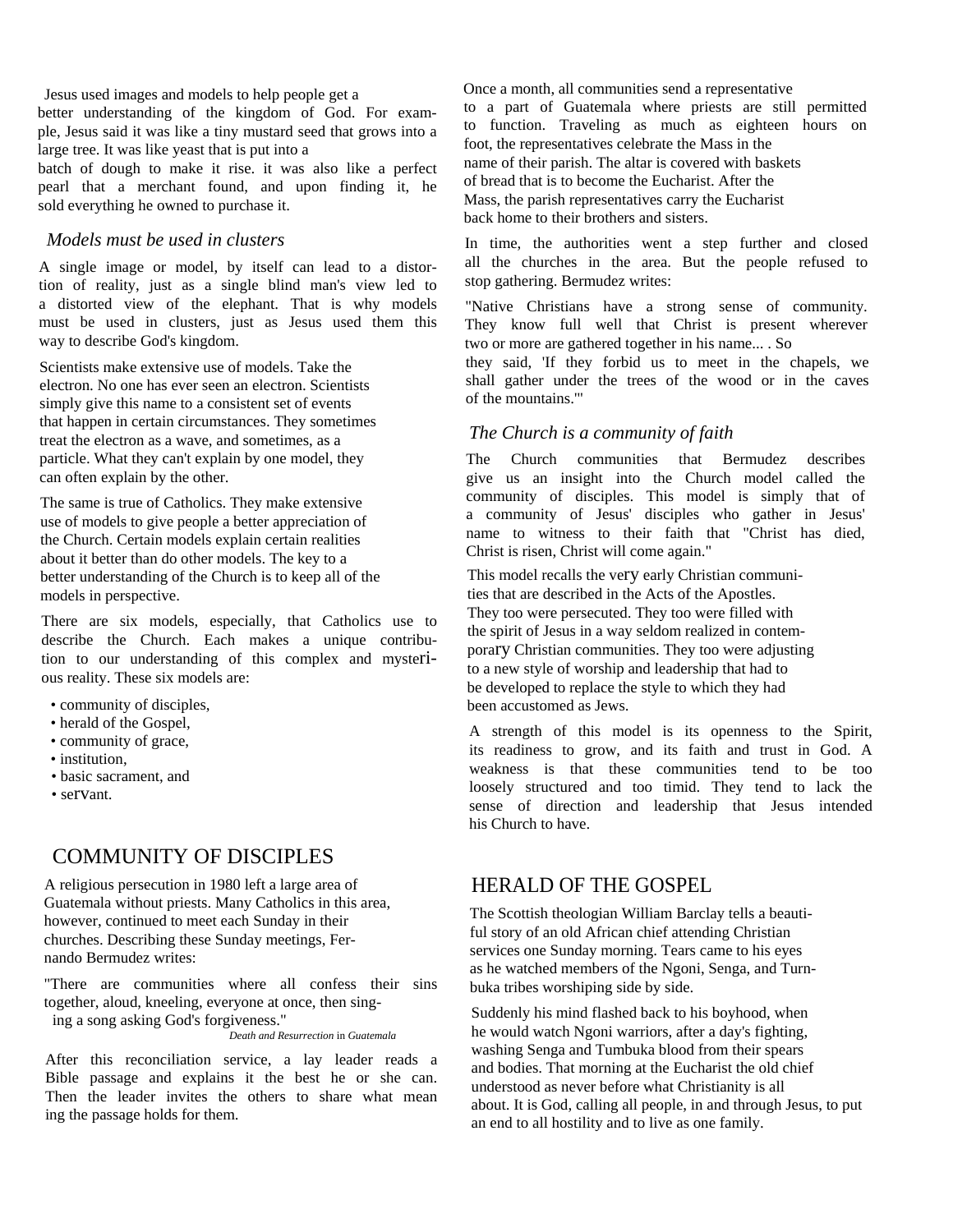Jesus used images and models to help people get a better understanding of the kingdom of God. For example, Jesus said it was like a tiny mustard seed that grows into a large tree. It was like yeast that is put into a batch of dough to make it rise. it was also like a perfect pearl that a merchant found, and upon finding it, he sold everything he owned to purchase it.

### *Models must be used in clusters*

A single image or model, by itself can lead to a distortion of reality, just as a single blind man's view led to a distorted view of the elephant. That is why models must be used in clusters, just as Jesus used them this way to describe God's kingdom.

Scientists make extensive use of models. Take the electron. No one has ever seen an electron. Scientists simply give this name to a consistent set of events that happen in certain circumstances. They sometimes treat the electron as a wave, and sometimes, as a particle. What they can't explain by one model, they can often explain by the other.

The same is true of Catholics. They make extensive use of models to give people a better appreciation of the Church. Certain models explain certain realities about it better than do other models. The key to a better understanding of the Church is to keep all of the models in perspective.

There are six models, especially, that Catholics use to describe the Church. Each makes a unique contribution to our understanding of this complex and mysterious reality. These six models are:

- community of disciples,
- herald of the Gospel,
- community of grace,
- institution,
- basic sacrament, and
- servant.

## COMMUNITY OF DISCIPLES

A religious persecution in 1980 left a large area of Guatemala without priests. Many Catholics in this area, however, continued to meet each Sunday in their churches. Describing these Sunday meetings, Fernando Bermudez writes:

"There are communities where all confess their sins together, aloud, kneeling, everyone at once, then singing a song asking God's forgiveness."

*Death and Resurrection* in *Guatemala*

After this reconciliation service, a lay leader reads a Bible passage and explains it the best he or she can. Then the leader invites the others to share what meaning the passage holds for them.

Once a month, all communities send a representative to a part of Guatemala where priests are still permitted to function. Traveling as much as eighteen hours on foot, the representatives celebrate the Mass in the name of their parish. The altar is covered with baskets of bread that is to become the Eucharist. After the Mass, the parish representatives carry the Eucharist back home to their brothers and sisters.

In time, the authorities went a step further and closed all the churches in the area. But the people refused to stop gathering. Bermudez writes:

"Native Christians have a strong sense of community. They know full well that Christ is present wherever two or more are gathered together in his name... . So they said, 'If they forbid us to meet in the chapels, we shall gather under the trees of the wood or in the caves of the mountains.'"

### *The Church is a community of faith*

The Church communities that Bermudez describes give us an insight into the Church model called the community of disciples. This model is simply that of a community of Jesus' disciples who gather in Jesus' name to witness to their faith that "Christ has died, Christ is risen, Christ will come again."

This model recalls the very early Christian communities that are described in the Acts of the Apostles. They too were persecuted. They too were filled with the spirit of Jesus in a way seldom realized in contemporary Christian communities. They too were adjusting to a new style of worship and leadership that had to be developed to replace the style to which they had been accustomed as Jews.

A strength of this model is its openness to the Spirit, its readiness to grow, and its faith and trust in God. A weakness is that these communities tend to be too loosely structured and too timid. They tend to lack the sense of direction and leadership that Jesus intended his Church to have.

## HERALD OF THE GOSPEL

The Scottish theologian William Barclay tells a beautiful story of an old African chief attending Christian services one Sunday morning. Tears came to his eyes as he watched members of the Ngoni, Senga, and Turnbuka tribes worshiping side by side.

Suddenly his mind flashed back to his boyhood, when he would watch Ngoni warriors, after a day's fighting, washing Senga and Tumbuka blood from their spears and bodies. That morning at the Eucharist the old chief understood as never before what Christianity is all about. It is God, calling all people, in and through Jesus, to put an end to all hostility and to live as one family.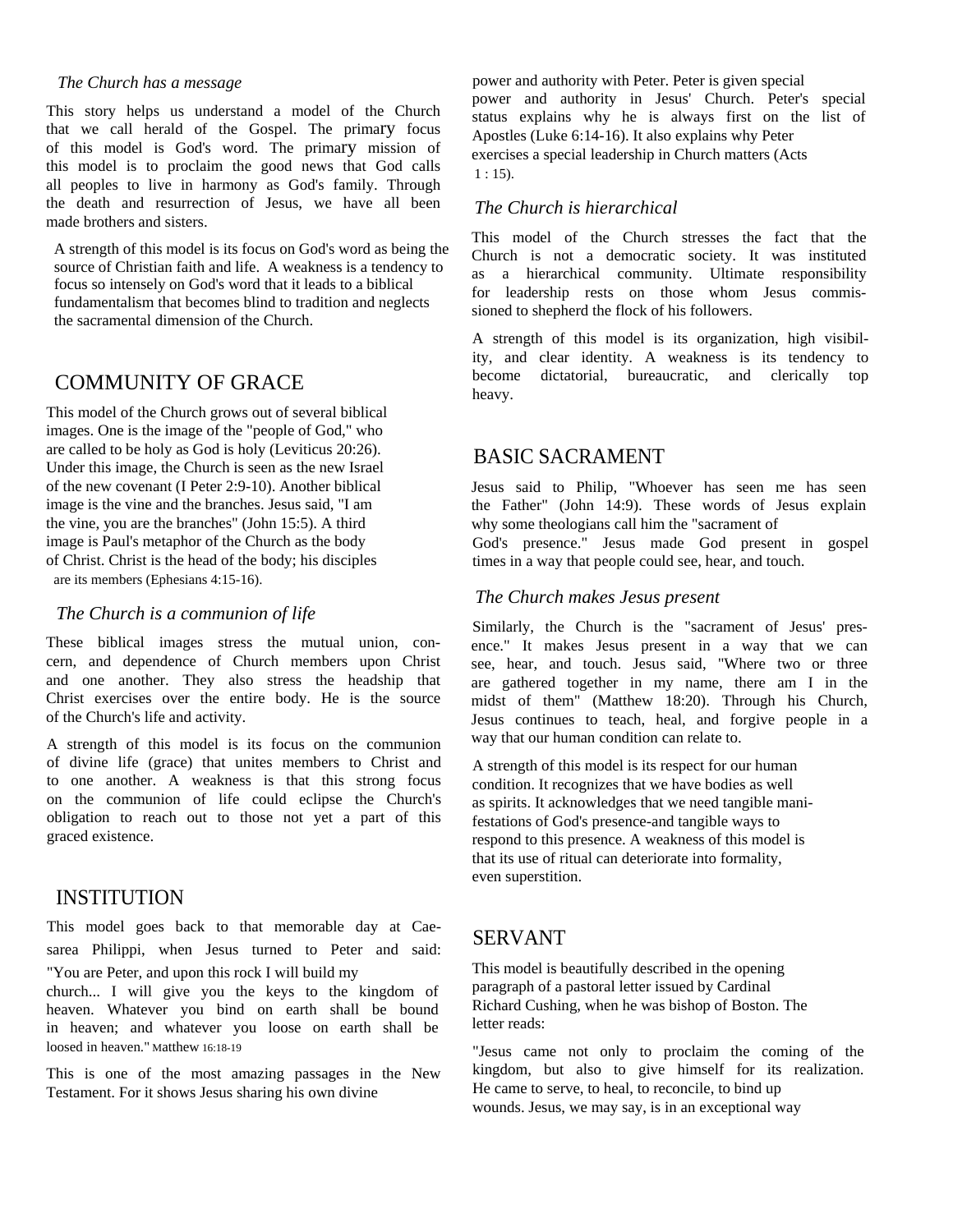*The Church has a message*

This story helps us understand a model of the Church that we call herald of the Gospel. The primary focus of this model is God's word. The primary mission of this model is to proclaim the good news that God calls all peoples to live in harmony as God's family. Through the death and resurrection of Jesus, we have all been made brothers and sisters.

A strength of this model is its focus on God's word as being the source of Christian faith and life. A weakness is a tendency to focus so intensely on God's word that it leads to a biblical fundamentalism that becomes blind to tradition and neglects the sacramental dimension of the Church.

## COMMUNITY OF GRACE

This model of the Church grows out of several biblical images. One is the image of the "people of God," who are called to be holy as God is holy (Leviticus 20:26). Under this image, the Church is seen as the new Israel of the new covenant (I Peter 2:9-10). Another biblical image is the vine and the branches. Jesus said, "I am the vine, you are the branches" (John 15:5). A third image is Paul's metaphor of the Church as the body of Christ. Christ is the head of the body; his disciples are its members (Ephesians 4:15-16).

*The Church is a communion of life*

These biblical images stress the mutual union, concern, and dependence of Church members upon Christ and one another. They also stress the headship that Christ exercises over the entire body. He is the source of the Church's life and activity.

A strength of this model is its focus on the communion of divine life (grace) that unites members to Christ and to one another. A weakness is that this strong focus on the communion of life could eclipse the Church's obligation to reach out to those not yet a part of this graced existence.

## INSTITUTION

This model goes back to that memorable day at Caesarea Philippi, when Jesus turned to Peter and said: "You are Peter, and upon this rock I will build my church... I will give you the keys to the kingdom of heaven. Whatever you bind on earth shall be bound in heaven; and whatever you loose on earth shall be loosed in heaven." Matthew 16:18-19

This is one of the most amazing passages in the New Testament. For it shows Jesus sharing his own divine power and authority with Peter. Peter is given special power and authority in Jesus' Church. Peter's special status explains why he is always first on the list of Apostles (Luke 6:14-16). It also explains why Peter exercises a special leadership in Church matters (Acts 1 : 15).

*The Church is hierarchical*

This model of the Church stresses the fact that the Church is not a democratic society. It was instituted as a hierarchical community. Ultimate responsibility for leadership rests on those whom Jesus commissioned to shepherd the flock of his followers.

A strength of this model is its organization, high visibility, and clear identity. A weakness is its tendency to become dictatorial, bureaucratic, and clerically top heavy.

## BASIC SACRAMENT

Jesus said to Philip, "Whoever has seen me has seen the Father" (John 14:9). These words of Jesus explain why some theologians call him the "sacrament of God's presence." Jesus made God present in gospel times in a way that people could see, hear, and touch.

*The Church makes Jesus present*

Similarly, the Church is the "sacrament of Jesus' presence." It makes Jesus present in a way that we can see, hear, and touch. Jesus said, "Where two or three are gathered together in my name, there am I in the midst of them" (Matthew 18:20). Through his Church, Jesus continues to teach, heal, and forgive people in a way that our human condition can relate to.

A strength of this model is its respect for our human condition. It recognizes that we have bodies as well as spirits. It acknowledges that we need tangible manifestations of God's presence-and tangible ways to respond to this presence. A weakness of this model is that its use of ritual can deteriorate into formality, even superstition.

## SERVANT

This model is beautifully described in the opening paragraph of a pastoral letter issued by Cardinal Richard Cushing, when he was bishop of Boston. The letter reads:

"Jesus came not only to proclaim the coming of the kingdom, but also to give himself for its realization. He came to serve, to heal, to reconcile, to bind up wounds. Jesus, we may say, is in an exceptional way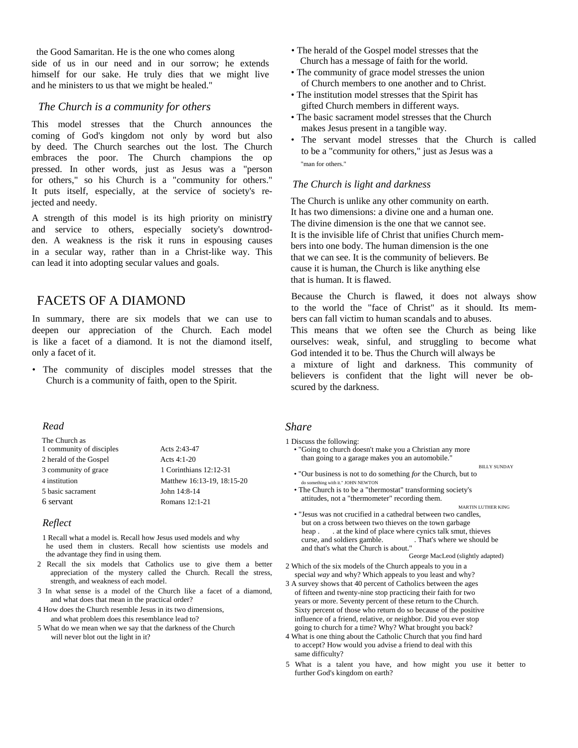the Good Samaritan. He is the one who comes alongside of us in our need and in our sorrow; he extends himself for our sake. He truly dies that we might live and he ministers to us that we might be healed."

### *The Church is a community for others*

This model stresses that the Church announces the coming of God's kingdom not only by word but also by deed. The Church searches out the lost. The Church embraces the poor. The Church champions the oppressed. In other words, just as Jesus was a "person for others," so his Church is a "community for others." It puts itself, especially, at the service of society's rejected and needy.

A strength of this model is its high priority on ministry and service to others, especially society's downtrodden. A weakness is the risk it runs in espousing causes in a secular way, rather than in a Christ-like way. This can lead it into adopting secular values and goals.

## FACETS OF A DIAMOND

In summary, there are six models that we can use to deepen our appreciation of the Church. Each model is like a facet of a diamond. It is not the diamond itself, only a facet of it.

- The community of disciples model stresses that the Church is a community of faith, open to the Spirit.
- The herald of the Gospel model stresses that the Church has a message of faith for the world.
- The community of grace model stresses the union of Church members to one another and to Christ.
- The institution model stresses that the Spirit has gifted Church members in different ways.
- The basic sacrament model stresses that the Church makes Jesus present in a tangible way.
- The servant model stresses that the Church is called to be a "community for others," just as Jesus was a "man for others."

### *The Church is light and darkness*

The Church is unlike any other community on earth. It has two dimensions: a divine one and a human one. The divine dimension is the one that we cannot see. It is the invisible life of Christ that unifies Church members into one body. The human dimension is the one that we can see. It is the community of believers. Because it is human, the Church is like anything else that is human. It is flawed.

Because the Church is flawed, it does not always show to the world the "face of Christ" as it should. Its members can fall victim to human scandals and to abuses. This means that we often see the Church as being like ourselves: weak, sinful, and struggling to become what God intended it to be. Thus the Church will always be a mixture of light and darkness. This community of believers is confident that the light will never be obscured by the darkness.

### *Read*

| The Church as | |
|---|---|
| 1 community of disciples | Acts 2:43-47 |
| 2 herald of the Gospel | Acts 4:1-20 |
| 3 community of grace | 1 Corinthians 12:12-31 |
| 4 institution | Matthew 16:13-19, 18:15-20 |
| 5 basic sacrament | John 14:8-14 |
| 6 servant | Romans 12:1-21 |

### *Reflect*

1 Recall what a model is. Recall how Jesus used models and why he used them in clusters. Recall how scientists use models and the advantage they find in using them.

2 Recall the six models that Catholics use to give them a better appreciation of the mystery called the Church. Recall the stress, strength, and weakness of each model.

3 In what sense is a model of the Church like a facet of a diamond, and what does that mean in the practical order?

4 How does the Church resemble Jesus in its two dimensions, and what problem does this resemblance lead to?

5 What do we mean when we say that the darkness of the Church will never blot out the light in it?

### *Share*

1 Discuss the following:

- "Going to church doesn't make you a Christian any more than going to a garage makes you an automobile."
  BILLY SUNDAY
- "Our business is not to do something *for* the Church, but to do something with it." JOHN NEWTON
- The Church is to be a "thermostat" transforming society's attitudes, not a "thermometer" recording them.
  MARTIN LUTHER KING
- "Jesus was not crucified in a cathedral between two candles, but on a cross between two thieves on the town garbage heap . . . at the kind of place where cynics talk smut, thieves curse, and soldiers gamble. . . . That's where we should be and that's what the Church is about."
  George MacLeod (slightly adapted)

2 Which of the six models of the Church appeals to you in a special *way* and why? Which appeals to you least and why?

3 A survey shows that 40 percent of Catholics between the ages of fifteen and twenty-nine stop practicing their faith for two years or more. Seventy percent of these return to the Church. Sixty percent of those who return do so because of the positive influence of a friend, relative, or neighbor. Did you ever stop going to church for a time? Why? What brought you back?

4 What is one thing about the Catholic Church that you find hard to accept? How would you advise a friend to deal with this same difficulty?

5 What is a talent you have, and how might you use it better to further God's kingdom on earth?